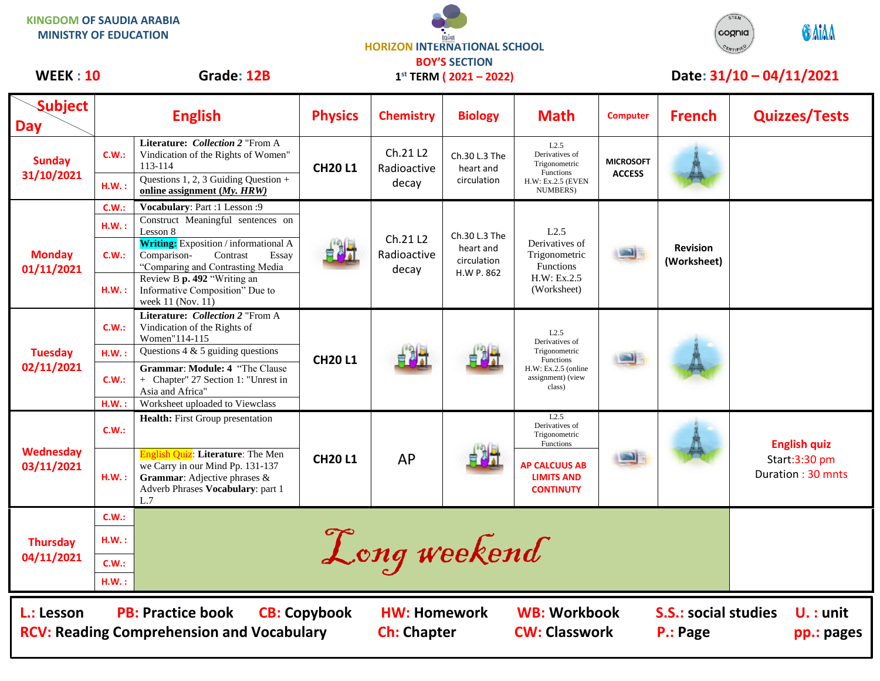KINGDOM OF SAUDIA ARABIA
MINISTRY OF EDUCATION

HORIZON INTERNATIONAL SCHOOL
BOY'S SECTION

**WEEK : 10** **Grade: 12B** 1st TERM ( 2021 – 2022) **Date: 31/10 – 04/11/2021**

| Day \ Subject | | English | Physics | Chemistry | Biology | Math | Computer | French | Quizzes/Tests |
|---|---|---|---|---|---|---|---|---|---|
| **Sunday 31/10/2021** | C.W.: | **Literature:** ***Collection 2*** "From A Vindication of the Rights of Women" 113-114 | CH20 L1 | Ch.21 L2 Radioactive decay | Ch.30 L.3 The heart and circulation | L2.5 Derivatives of Trigonometric Functions H.W: Ex.2.5 (EVEN NUMBERS) | MICROSOFT ACCESS | | |
| | H.W. : | Questions 1, 2, 3 Guiding Question + **online assignment *(My. HRW)*** | | | | | | | |
| **Monday 01/11/2021** | C.W.: | **Vocabulary**: Part :1 Lesson :9 | | Ch.21 L2 Radioactive decay | Ch.30 L.3 The heart and circulation H.W P. 862 | L2.5 Derivatives of Trigonometric Functions H.W: Ex.2.5 (Worksheet) | | Revision (Worksheet) | |
| | H.W. : | Construct Meaningful sentences on Lesson 8 | | | | | | | |
| | C.W.: | **Writing:** Exposition / informational A Comparison- Contrast Essay "Comparing and Contrasting Media | | | | | | | |
| | H.W. : | Review B **p. 492** "Writing an Informative Composition" Due to week 11 (Nov. 11) | | | | | | | |
| **Tuesday 02/11/2021** | C.W.: | **Literature:** ***Collection 2*** "From A Vindication of the Rights of Women"114-115 | CH20 L1 | | | L2.5 Derivatives of Trigonometric Functions H.W: Ex.2.5 (online assignment) (view class) | | | |
| | H.W. : | Questions 4 & 5 guiding questions | | | | | | | |
| | C.W.: | **Grammar**: **Module: 4** "The Clause + Chapter" 27 Section 1: "Unrest in Asia and Africa" | | | | | | | |
| | H.W. : | Worksheet uploaded to Viewclass | | | | | | | |
| **Wednesday 03/11/2021** | C.W.: | **Health:** First Group presentation | CH20 L1 | AP | | L2.5 Derivatives of Trigonometric Functions | | | **English quiz** Start:3:30 pm Duration : 30 mnts |
| | H.W. : | English Quiz: **Literature**: The Men we Carry in our Mind Pp. 131-137 **Grammar**: Adjective phrases & Adverb Phrases **Vocabulary**: part 1 L.7 | | | | AP CALCUUS AB LIMITS AND CONTINUTY | | | |
| **Thursday 04/11/2021** | C.W.: | Long weekend | | | | | | | |
| | H.W. : | | | | | | | | |
| | C.W.: | | | | | | | | |
| | H.W. : | | | | | | | | |

**L.: Lesson** **PB: Practice book** **CB: Copybook** **HW: Homework** **WB: Workbook** **S.S.: social studies** **U. : unit**
**RCV: Reading Comprehension and Vocabulary** **Ch: Chapter** **CW: Classwork** **P.: Page** **pp.: pages**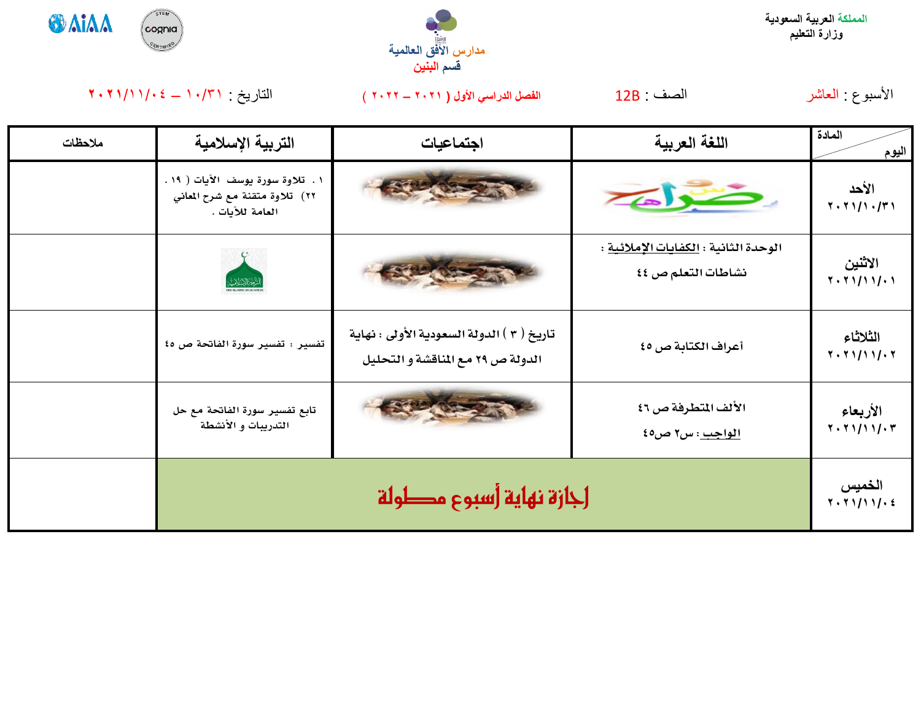المملكة العربية السعودية
وزارة التعليم

مدارس الأفق العالمية
قسم البنين

الأسبوع : العاشر | الصف : 12B | الفصل الدراسي الأول ( ٢٠٢١ – ٢٠٢٢ ) | التاريخ : ١٠/٣١ – ٢٠٢١/١١/٠٤

| المادة / اليوم | اللغة العربية | اجتماعيات | التربية الإسلامية | ملاحظات |
|---|---|---|---|---|
| الأحد ٢٠٢١/١٠/٣١ | | | ١ . تلاوة سورة يوسف الآيات ( ١٩ . ٢٢) تلاوة متقنة مع شرح المعاني العامة للآيات . | |
| الاثنين ٢٠٢١/١١/٠١ | الوحدة الثانية : الكفايات الإملائية : نشاطات التعلم ص ٤٤ | | | |
| الثلاثاء ٢٠٢١/١١/٠٢ | أعراف الكتابة ص ٤٥ | تاريخ ( ٣ ) الدولة السعودية الأولى : نهاية الدولة ص ٢٩ مع المناقشة و التحليل | تفسير : تفسير سورة الفاتحة ص ٤٥ | |
| الأربعاء ٢٠٢١/١١/٠٣ | الألف المتطرفة ص ٤٦ الواجب : س٢ ص٤٥ | | تابع تفسير سورة الفاتحة مع حل التدريبات و الأنشطة | |
| الخميس ٢٠٢١/١١/٠٤ | إجازة نهاية أسبوع مطولة | | | |